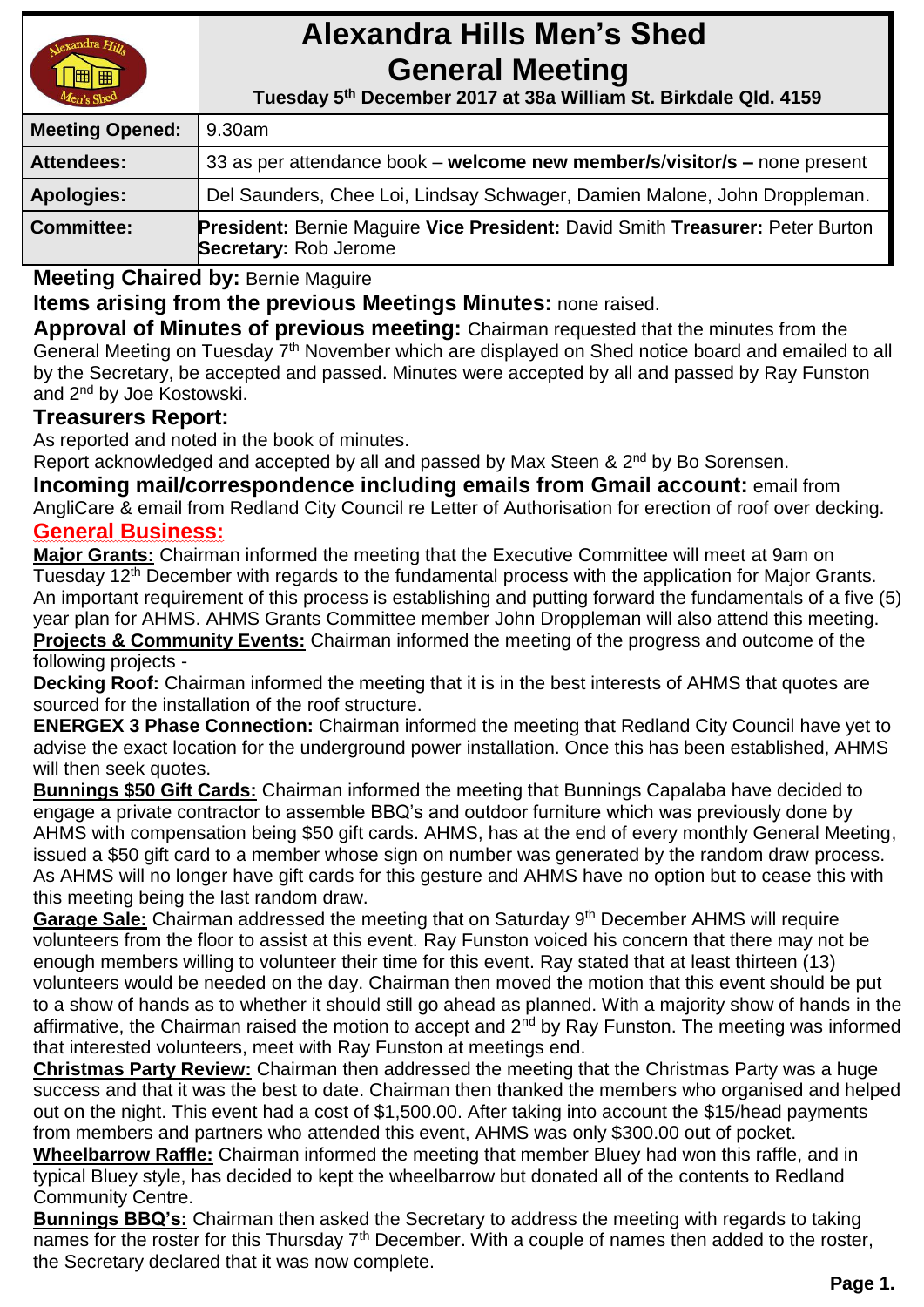# Alexandra Hills Men's Shed General Meeting

**Tuesday 5th December 2017 at 38a William St. Birkdale Qld. 4159**

| | |
|---|---|
| **Meeting Opened:** | 9.30am |
| **Attendees:** | 33 as per attendance book – **welcome new member/s/visitor/s –** none present |
| **Apologies:** | Del Saunders, Chee Loi, Lindsay Schwager, Damien Malone, John Droppleman. |
| **Committee:** | **President:** Bernie Maguire **Vice President:** David Smith **Treasurer:** Peter Burton **Secretary:** Rob Jerome |

**Meeting Chaired by:** Bernie Maguire

**Items arising from the previous Meetings Minutes:** none raised.

**Approval of Minutes of previous meeting:** Chairman requested that the minutes from the General Meeting on Tuesday 7th November which are displayed on Shed notice board and emailed to all by the Secretary, be accepted and passed. Minutes were accepted by all and passed by Ray Funston and 2nd by Joe Kostowski.

**Treasurers Report:**

As reported and noted in the book of minutes.

Report acknowledged and accepted by all and passed by Max Steen & 2nd by Bo Sorensen.

**Incoming mail/correspondence including emails from Gmail account:** email from AngliCare & email from Redland City Council re Letter of Authorisation for erection of roof over decking.

## General Business:

**Major Grants:** Chairman informed the meeting that the Executive Committee will meet at 9am on Tuesday 12th December with regards to the fundamental process with the application for Major Grants. An important requirement of this process is establishing and putting forward the fundamentals of a five (5) year plan for AHMS. AHMS Grants Committee member John Droppleman will also attend this meeting.

**Projects & Community Events:** Chairman informed the meeting of the progress and outcome of the following projects -

**Decking Roof:** Chairman informed the meeting that it is in the best interests of AHMS that quotes are sourced for the installation of the roof structure.

**ENERGEX 3 Phase Connection:** Chairman informed the meeting that Redland City Council have yet to advise the exact location for the underground power installation. Once this has been established, AHMS will then seek quotes.

**Bunnings $50 Gift Cards:** Chairman informed the meeting that Bunnings Capalaba have decided to engage a private contractor to assemble BBQ's and outdoor furniture which was previously done by AHMS with compensation being $50 gift cards. AHMS, has at the end of every monthly General Meeting, issued a $50 gift card to a member whose sign on number was generated by the random draw process. As AHMS will no longer have gift cards for this gesture and AHMS have no option but to cease this with this meeting being the last random draw.

**Garage Sale:** Chairman addressed the meeting that on Saturday 9th December AHMS will require volunteers from the floor to assist at this event. Ray Funston voiced his concern that there may not be enough members willing to volunteer their time for this event. Ray stated that at least thirteen (13) volunteers would be needed on the day. Chairman then moved the motion that this event should be put to a show of hands as to whether it should still go ahead as planned. With a majority show of hands in the affirmative, the Chairman raised the motion to accept and 2nd by Ray Funston. The meeting was informed that interested volunteers, meet with Ray Funston at meetings end.

**Christmas Party Review:** Chairman then addressed the meeting that the Christmas Party was a huge success and that it was the best to date. Chairman then thanked the members who organised and helped out on the night. This event had a cost of $1,500.00. After taking into account the $15/head payments from members and partners who attended this event, AHMS was only $300.00 out of pocket.

**Wheelbarrow Raffle:** Chairman informed the meeting that member Bluey had won this raffle, and in typical Bluey style, has decided to kept the wheelbarrow but donated all of the contents to Redland Community Centre.

**Bunnings BBQ's:** Chairman then asked the Secretary to address the meeting with regards to taking names for the roster for this Thursday 7th December. With a couple of names then added to the roster, the Secretary declared that it was now complete.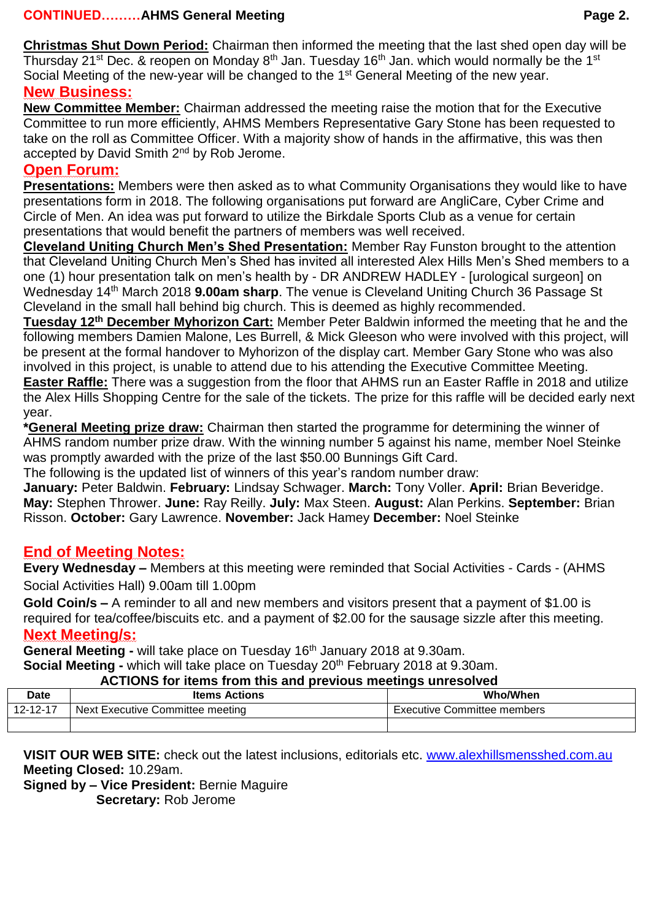**Christmas Shut Down Period:** Chairman then informed the meeting that the last shed open day will be Thursday 21st Dec. & reopen on Monday 8th Jan. Tuesday 16th Jan. which would normally be the 1st Social Meeting of the new-year will be changed to the 1st General Meeting of the new year.

## New Business:

**New Committee Member:** Chairman addressed the meeting raise the motion that for the Executive Committee to run more efficiently, AHMS Members Representative Gary Stone has been requested to take on the roll as Committee Officer. With a majority show of hands in the affirmative, this was then accepted by David Smith 2nd by Rob Jerome.

## Open Forum:

**Presentations:** Members were then asked as to what Community Organisations they would like to have presentations form in 2018. The following organisations put forward are AngliCare, Cyber Crime and Circle of Men. An idea was put forward to utilize the Birkdale Sports Club as a venue for certain presentations that would benefit the partners of members was well received.

**Cleveland Uniting Church Men's Shed Presentation:** Member Ray Funston brought to the attention that Cleveland Uniting Church Men's Shed has invited all interested Alex Hills Men's Shed members to a one (1) hour presentation talk on men's health by - DR ANDREW HADLEY - [urological surgeon] on Wednesday 14th March 2018 **9.00am sharp**. The venue is Cleveland Uniting Church 36 Passage St Cleveland in the small hall behind big church. This is deemed as highly recommended.

**Tuesday 12th December Myhorizon Cart:** Member Peter Baldwin informed the meeting that he and the following members Damien Malone, Les Burrell, & Mick Gleeson who were involved with this project, will be present at the formal handover to Myhorizon of the display cart. Member Gary Stone who was also involved in this project, is unable to attend due to his attending the Executive Committee Meeting.

**Easter Raffle:** There was a suggestion from the floor that AHMS run an Easter Raffle in 2018 and utilize the Alex Hills Shopping Centre for the sale of the tickets. The prize for this raffle will be decided early next year.

***General Meeting prize draw:** Chairman then started the programme for determining the winner of AHMS random number prize draw. With the winning number 5 against his name, member Noel Steinke was promptly awarded with the prize of the last $50.00 Bunnings Gift Card.

The following is the updated list of winners of this year's random number draw:

**January:** Peter Baldwin. **February:** Lindsay Schwager. **March:** Tony Voller. **April:** Brian Beveridge. **May:** Stephen Thrower. **June:** Ray Reilly. **July:** Max Steen. **August:** Alan Perkins. **September:** Brian Risson. **October:** Gary Lawrence. **November:** Jack Hamey **December:** Noel Steinke

## End of Meeting Notes:

**Every Wednesday –** Members at this meeting were reminded that Social Activities - Cards - (AHMS Social Activities Hall) 9.00am till 1.00pm

**Gold Coin/s –** A reminder to all and new members and visitors present that a payment of $1.00 is required for tea/coffee/biscuits etc. and a payment of $2.00 for the sausage sizzle after this meeting.

## Next Meeting/s:

**General Meeting -** will take place on Tuesday 16th January 2018 at 9.30am.
**Social Meeting -** which will take place on Tuesday 20th February 2018 at 9.30am.

**ACTIONS for items from this and previous meetings unresolved**

| Date | Items Actions | Who/When |
|---|---|---|
| 12-12-17 | Next Executive Committee meeting | Executive Committee members |
| | | |

**VISIT OUR WEB SITE:** check out the latest inclusions, editorials etc. www.alexhillsmensshed.com.au
**Meeting Closed:** 10.29am.
**Signed by – Vice President:** Bernie Maguire
**Secretary:** Rob Jerome